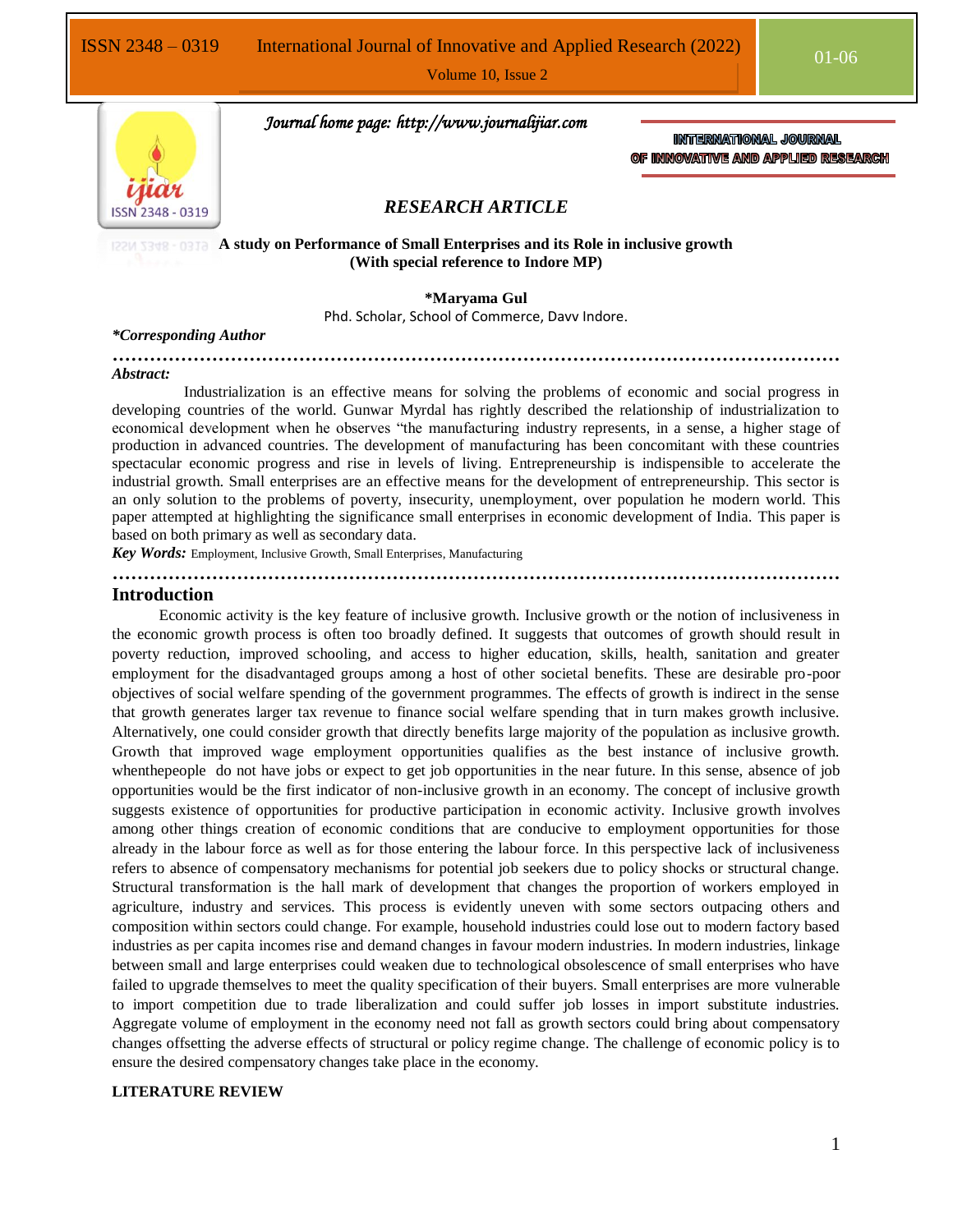*Journal home page: http://www.journalijiar.com*

INTERNATIONAL JOURNAL OF INNOVATIVE AND APPLIED RESEARCH

## *RESEARCH ARTICLE*

# A study on Performance of Small Enterprises and its Role in inclusive growth (With special reference to Indore MP)

**\*Maryama Gul**

Phd. Scholar, School of Commerce, Davv Indore.

***Corresponding Author**

---

***Abstract:***

Industrialization is an effective means for solving the problems of economic and social progress in developing countries of the world. Gunwar Myrdal has rightly described the relationship of industrialization to economical development when he observes "the manufacturing industry represents, in a sense, a higher stage of production in advanced countries. The development of manufacturing has been concomitant with these countries spectacular economic progress and rise in levels of living. Entrepreneurship is indispensible to accelerate the industrial growth. Small enterprises are an effective means for the development of entrepreneurship. This sector is an only solution to the problems of poverty, insecurity, unemployment, over population he modern world. This paper attempted at highlighting the significance small enterprises in economic development of India. This paper is based on both primary as well as secondary data.

***Key Words:*** Employment, Inclusive Growth, Small Enterprises, Manufacturing

---

## Introduction

Economic activity is the key feature of inclusive growth. Inclusive growth or the notion of inclusiveness in the economic growth process is often too broadly defined. It suggests that outcomes of growth should result in poverty reduction, improved schooling, and access to higher education, skills, health, sanitation and greater employment for the disadvantaged groups among a host of other societal benefits. These are desirable pro-poor objectives of social welfare spending of the government programmes. The effects of growth is indirect in the sense that growth generates larger tax revenue to finance social welfare spending that in turn makes growth inclusive. Alternatively, one could consider growth that directly benefits large majority of the population as inclusive growth. Growth that improved wage employment opportunities qualifies as the best instance of inclusive growth. whenthepeople do not have jobs or expect to get job opportunities in the near future. In this sense, absence of job opportunities would be the first indicator of non-inclusive growth in an economy. The concept of inclusive growth suggests existence of opportunities for productive participation in economic activity. Inclusive growth involves among other things creation of economic conditions that are conducive to employment opportunities for those already in the labour force as well as for those entering the labour force. In this perspective lack of inclusiveness refers to absence of compensatory mechanisms for potential job seekers due to policy shocks or structural change. Structural transformation is the hall mark of development that changes the proportion of workers employed in agriculture, industry and services. This process is evidently uneven with some sectors outpacing others and composition within sectors could change. For example, household industries could lose out to modern factory based industries as per capita incomes rise and demand changes in favour modern industries. In modern industries, linkage between small and large enterprises could weaken due to technological obsolescence of small enterprises who have failed to upgrade themselves to meet the quality specification of their buyers. Small enterprises are more vulnerable to import competition due to trade liberalization and could suffer job losses in import substitute industries. Aggregate volume of employment in the economy need not fall as growth sectors could bring about compensatory changes offsetting the adverse effects of structural or policy regime change. The challenge of economic policy is to ensure the desired compensatory changes take place in the economy.

## LITERATURE REVIEW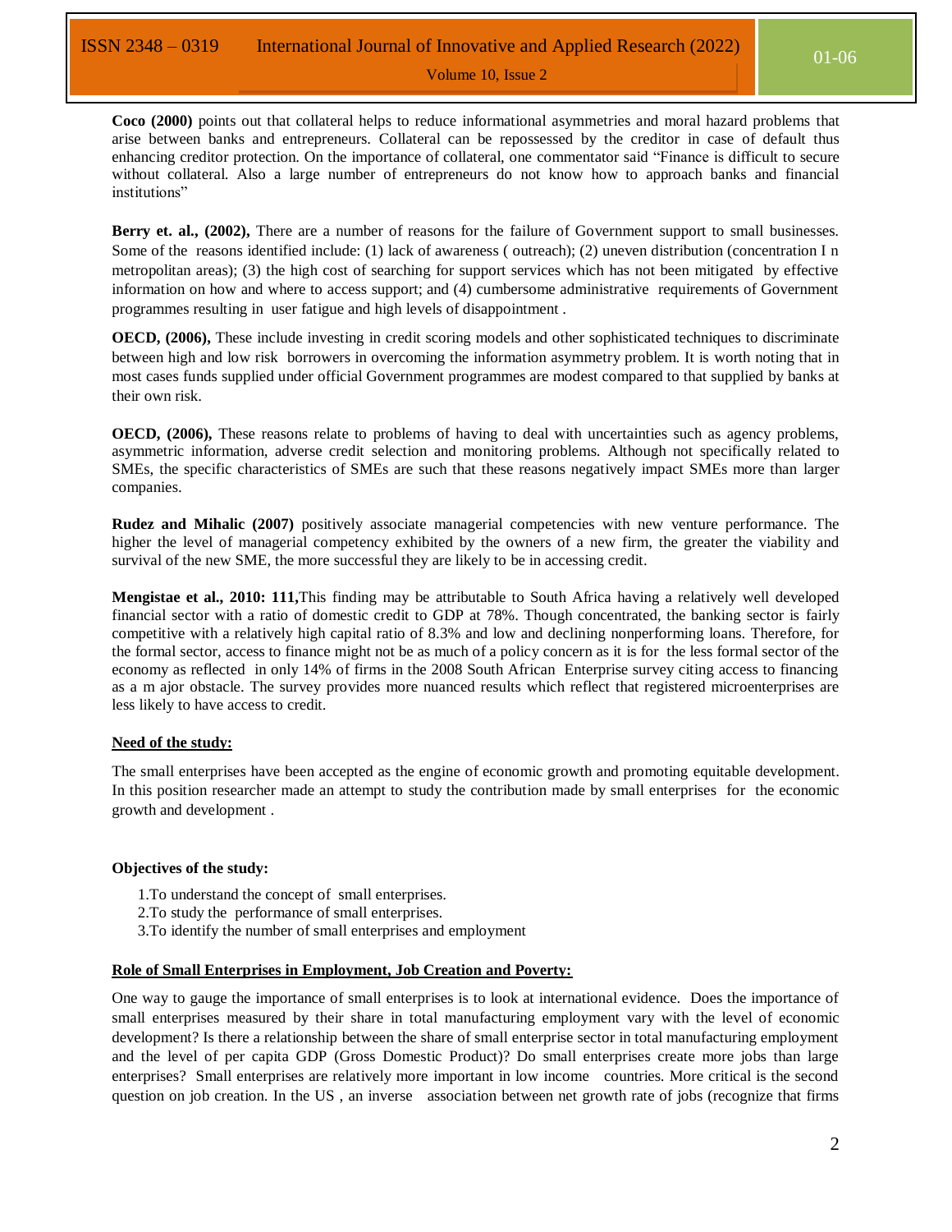**Coco (2000)** points out that collateral helps to reduce informational asymmetries and moral hazard problems that arise between banks and entrepreneurs. Collateral can be repossessed by the creditor in case of default thus enhancing creditor protection. On the importance of collateral, one commentator said "Finance is difficult to secure without collateral. Also a large number of entrepreneurs do not know how to approach banks and financial institutions"

**Berry et. al., (2002),** There are a number of reasons for the failure of Government support to small businesses. Some of the reasons identified include: (1) lack of awareness ( outreach); (2) uneven distribution (concentration I n metropolitan areas); (3) the high cost of searching for support services which has not been mitigated by effective information on how and where to access support; and (4) cumbersome administrative requirements of Government programmes resulting in user fatigue and high levels of disappointment .

**OECD, (2006),** These include investing in credit scoring models and other sophisticated techniques to discriminate between high and low risk borrowers in overcoming the information asymmetry problem. It is worth noting that in most cases funds supplied under official Government programmes are modest compared to that supplied by banks at their own risk.

**OECD, (2006),** These reasons relate to problems of having to deal with uncertainties such as agency problems, asymmetric information, adverse credit selection and monitoring problems. Although not specifically related to SMEs, the specific characteristics of SMEs are such that these reasons negatively impact SMEs more than larger companies.

**Rudez and Mihalic (2007)** positively associate managerial competencies with new venture performance. The higher the level of managerial competency exhibited by the owners of a new firm, the greater the viability and survival of the new SME, the more successful they are likely to be in accessing credit.

**Mengistae et al., 2010: 111,**This finding may be attributable to South Africa having a relatively well developed financial sector with a ratio of domestic credit to GDP at 78%. Though concentrated, the banking sector is fairly competitive with a relatively high capital ratio of 8.3% and low and declining nonperforming loans. Therefore, for the formal sector, access to finance might not be as much of a policy concern as it is for the less formal sector of the economy as reflected in only 14% of firms in the 2008 South African Enterprise survey citing access to financing as a m ajor obstacle. The survey provides more nuanced results which reflect that registered microenterprises are less likely to have access to credit.

## Need of the study:

The small enterprises have been accepted as the engine of economic growth and promoting equitable development. In this position researcher made an attempt to study the contribution made by small enterprises for the economic growth and development .

**Objectives of the study:**

1. To understand the concept of small enterprises.
2. To study the performance of small enterprises.
3. To identify the number of small enterprises and employment

## Role of Small Enterprises in Employment, Job Creation and Poverty:

One way to gauge the importance of small enterprises is to look at international evidence. Does the importance of small enterprises measured by their share in total manufacturing employment vary with the level of economic development? Is there a relationship between the share of small enterprise sector in total manufacturing employment and the level of per capita GDP (Gross Domestic Product)? Do small enterprises create more jobs than large enterprises? Small enterprises are relatively more important in low income countries. More critical is the second question on job creation. In the US , an inverse association between net growth rate of jobs (recognize that firms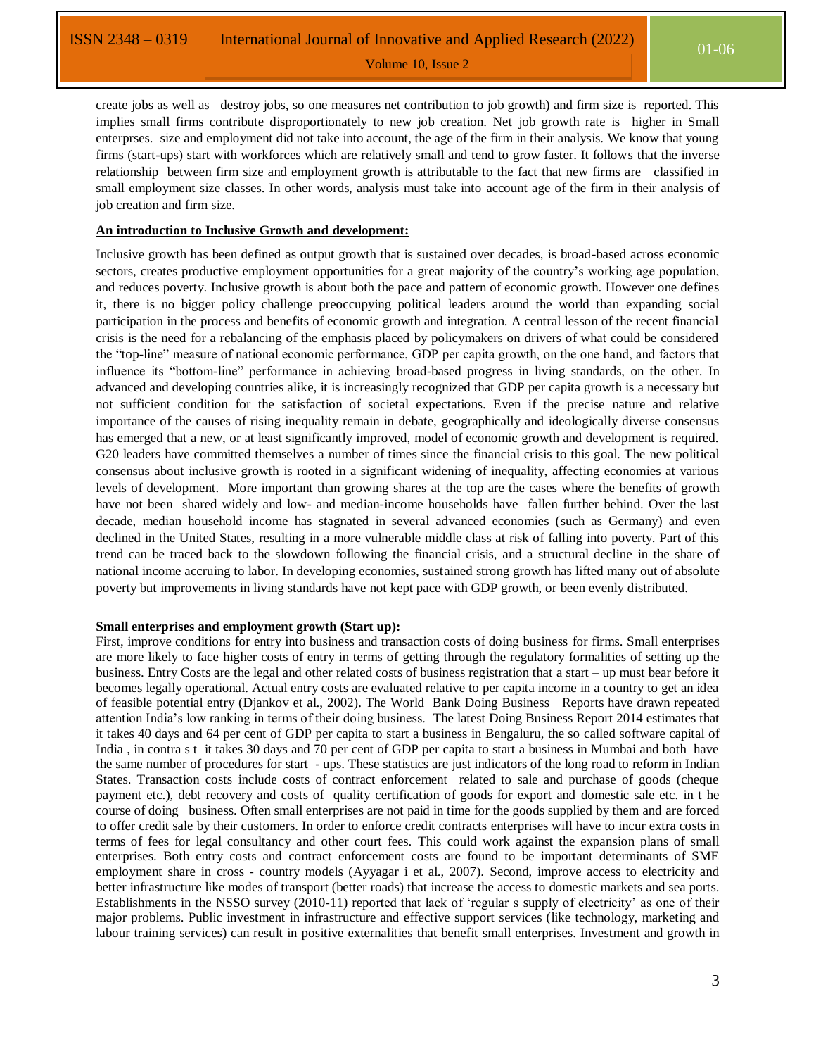create jobs as well as destroy jobs, so one measures net contribution to job growth) and firm size is reported. This implies small firms contribute disproportionately to new job creation. Net job growth rate is higher in Small enterprses. size and employment did not take into account, the age of the firm in their analysis. We know that young firms (start-ups) start with workforces which are relatively small and tend to grow faster. It follows that the inverse relationship between firm size and employment growth is attributable to the fact that new firms are classified in small employment size classes. In other words, analysis must take into account age of the firm in their analysis of job creation and firm size.

**An introduction to Inclusive Growth and development:**

Inclusive growth has been defined as output growth that is sustained over decades, is broad-based across economic sectors, creates productive employment opportunities for a great majority of the country's working age population, and reduces poverty. Inclusive growth is about both the pace and pattern of economic growth. However one defines it, there is no bigger policy challenge preoccupying political leaders around the world than expanding social participation in the process and benefits of economic growth and integration. A central lesson of the recent financial crisis is the need for a rebalancing of the emphasis placed by policymakers on drivers of what could be considered the "top-line" measure of national economic performance, GDP per capita growth, on the one hand, and factors that influence its "bottom-line" performance in achieving broad-based progress in living standards, on the other. In advanced and developing countries alike, it is increasingly recognized that GDP per capita growth is a necessary but not sufficient condition for the satisfaction of societal expectations. Even if the precise nature and relative importance of the causes of rising inequality remain in debate, geographically and ideologically diverse consensus has emerged that a new, or at least significantly improved, model of economic growth and development is required. G20 leaders have committed themselves a number of times since the financial crisis to this goal. The new political consensus about inclusive growth is rooted in a significant widening of inequality, affecting economies at various levels of development. More important than growing shares at the top are the cases where the benefits of growth have not been shared widely and low- and median-income households have fallen further behind. Over the last decade, median household income has stagnated in several advanced economies (such as Germany) and even declined in the United States, resulting in a more vulnerable middle class at risk of falling into poverty. Part of this trend can be traced back to the slowdown following the financial crisis, and a structural decline in the share of national income accruing to labor. In developing economies, sustained strong growth has lifted many out of absolute poverty but improvements in living standards have not kept pace with GDP growth, or been evenly distributed.

**Small enterprises and employment growth (Start up):**

First, improve conditions for entry into business and transaction costs of doing business for firms. Small enterprises are more likely to face higher costs of entry in terms of getting through the regulatory formalities of setting up the business. Entry Costs are the legal and other related costs of business registration that a start – up must bear before it becomes legally operational. Actual entry costs are evaluated relative to per capita income in a country to get an idea of feasible potential entry (Djankov et al., 2002). The World Bank Doing Business Reports have drawn repeated attention India's low ranking in terms of their doing business. The latest Doing Business Report 2014 estimates that it takes 40 days and 64 per cent of GDP per capita to start a business in Bengaluru, the so called software capital of India , in contra s t it takes 30 days and 70 per cent of GDP per capita to start a business in Mumbai and both have the same number of procedures for start - ups. These statistics are just indicators of the long road to reform in Indian States. Transaction costs include costs of contract enforcement related to sale and purchase of goods (cheque payment etc.), debt recovery and costs of quality certification of goods for export and domestic sale etc. in t he course of doing business. Often small enterprises are not paid in time for the goods supplied by them and are forced to offer credit sale by their customers. In order to enforce credit contracts enterprises will have to incur extra costs in terms of fees for legal consultancy and other court fees. This could work against the expansion plans of small enterprises. Both entry costs and contract enforcement costs are found to be important determinants of SME employment share in cross - country models (Ayyagar i et al., 2007). Second, improve access to electricity and better infrastructure like modes of transport (better roads) that increase the access to domestic markets and sea ports. Establishments in the NSSO survey (2010-11) reported that lack of 'regular s supply of electricity' as one of their major problems. Public investment in infrastructure and effective support services (like technology, marketing and labour training services) can result in positive externalities that benefit small enterprises. Investment and growth in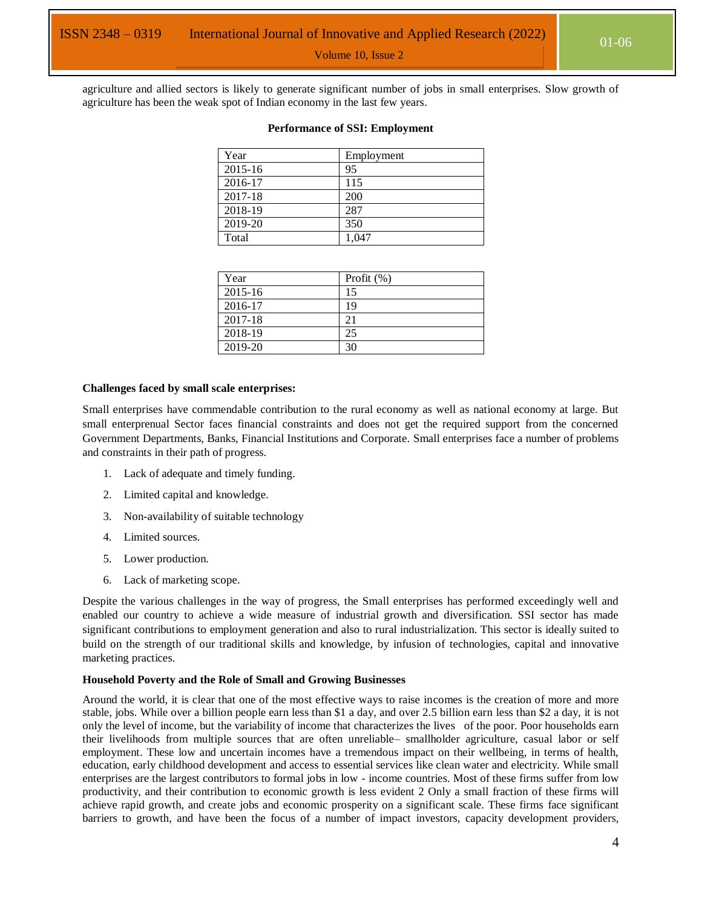agriculture and allied sectors is likely to generate significant number of jobs in small enterprises. Slow growth of agriculture has been the weak spot of Indian economy in the last few years.

**Performance of SSI: Employment**

| Year | Employment |
|---|---|
| 2015-16 | 95 |
| 2016-17 | 115 |
| 2017-18 | 200 |
| 2018-19 | 287 |
| 2019-20 | 350 |
| Total | 1,047 |

| Year | Profit (%) |
|---|---|
| 2015-16 | 15 |
| 2016-17 | 19 |
| 2017-18 | 21 |
| 2018-19 | 25 |
| 2019-20 | 30 |

**Challenges faced by small scale enterprises:**

Small enterprises have commendable contribution to the rural economy as well as national economy at large. But small enterprenual Sector faces financial constraints and does not get the required support from the concerned Government Departments, Banks, Financial Institutions and Corporate. Small enterprises face a number of problems and constraints in their path of progress.

1. Lack of adequate and timely funding.
2. Limited capital and knowledge.
3. Non-availability of suitable technology
4. Limited sources.
5. Lower production.
6. Lack of marketing scope.

Despite the various challenges in the way of progress, the Small enterprises has performed exceedingly well and enabled our country to achieve a wide measure of industrial growth and diversification. SSI sector has made significant contributions to employment generation and also to rural industrialization. This sector is ideally suited to build on the strength of our traditional skills and knowledge, by infusion of technologies, capital and innovative marketing practices.

**Household Poverty and the Role of Small and Growing Businesses**

Around the world, it is clear that one of the most effective ways to raise incomes is the creation of more and more stable, jobs. While over a billion people earn less than $1 a day, and over 2.5 billion earn less than $2 a day, it is not only the level of income, but the variability of income that characterizes the lives of the poor. Poor households earn their livelihoods from multiple sources that are often unreliable– smallholder agriculture, casual labor or self employment. These low and uncertain incomes have a tremendous impact on their wellbeing, in terms of health, education, early childhood development and access to essential services like clean water and electricity. While small enterprises are the largest contributors to formal jobs in low - income countries. Most of these firms suffer from low productivity, and their contribution to economic growth is less evident 2 Only a small fraction of these firms will achieve rapid growth, and create jobs and economic prosperity on a significant scale. These firms face significant barriers to growth, and have been the focus of a number of impact investors, capacity development providers,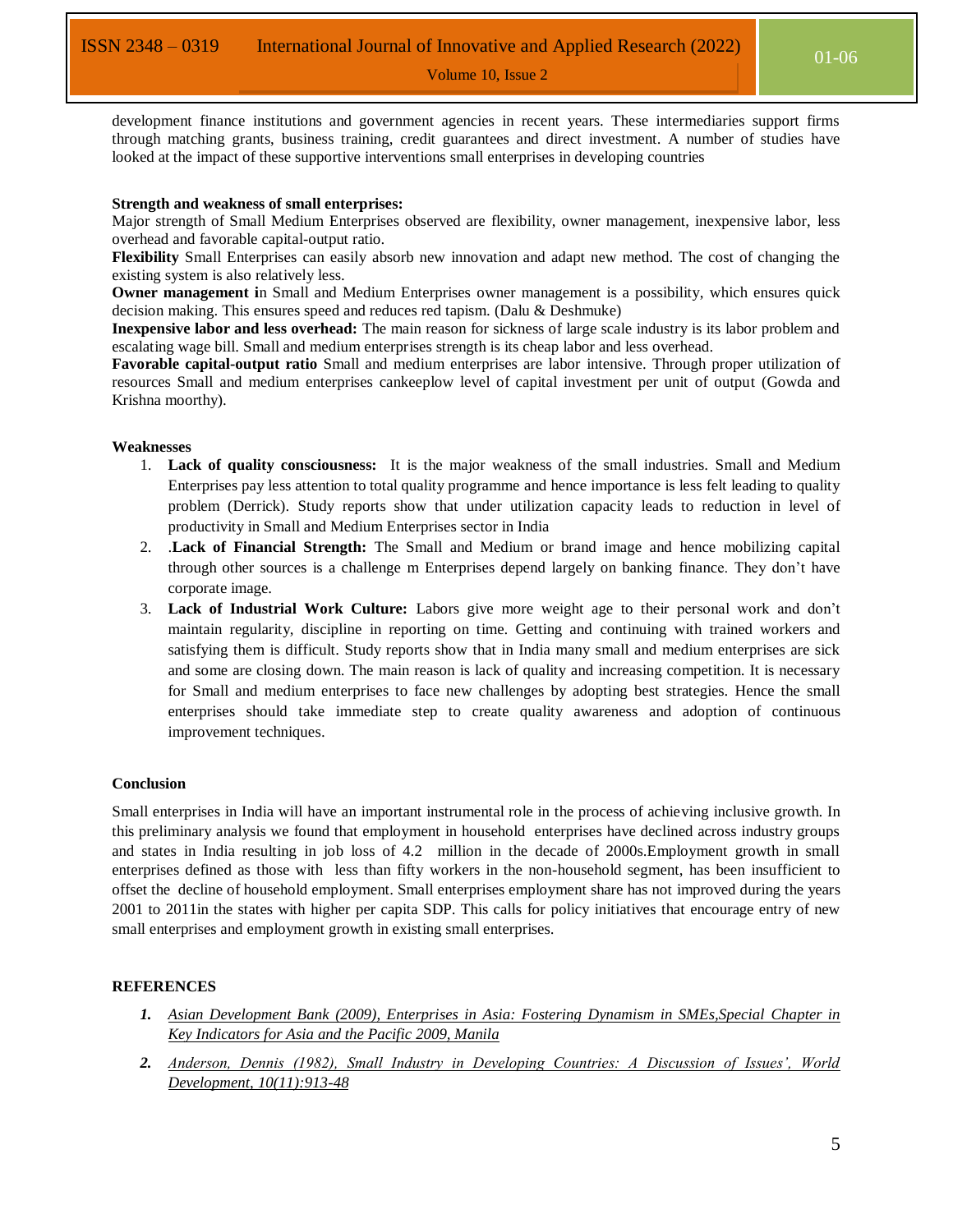development finance institutions and government agencies in recent years. These intermediaries support firms through matching grants, business training, credit guarantees and direct investment. A number of studies have looked at the impact of these supportive interventions small enterprises in developing countries

**Strength and weakness of small enterprises:**

Major strength of Small Medium Enterprises observed are flexibility, owner management, inexpensive labor, less overhead and favorable capital-output ratio.

**Flexibility** Small Enterprises can easily absorb new innovation and adapt new method. The cost of changing the existing system is also relatively less.

**Owner management i**n Small and Medium Enterprises owner management is a possibility, which ensures quick decision making. This ensures speed and reduces red tapism. (Dalu & Deshmuke)

**Inexpensive labor and less overhead:** The main reason for sickness of large scale industry is its labor problem and escalating wage bill. Small and medium enterprises strength is its cheap labor and less overhead.

**Favorable capital-output ratio** Small and medium enterprises are labor intensive. Through proper utilization of resources Small and medium enterprises cankeeplow level of capital investment per unit of output (Gowda and Krishna moorthy).

**Weaknesses**

1. **Lack of quality consciousness:** It is the major weakness of the small industries. Small and Medium Enterprises pay less attention to total quality programme and hence importance is less felt leading to quality problem (Derrick). Study reports show that under utilization capacity leads to reduction in level of productivity in Small and Medium Enterprises sector in India
2. .**Lack of Financial Strength:** The Small and Medium or brand image and hence mobilizing capital through other sources is a challenge m Enterprises depend largely on banking finance. They don't have corporate image.
3. **Lack of Industrial Work Culture:** Labors give more weight age to their personal work and don't maintain regularity, discipline in reporting on time. Getting and continuing with trained workers and satisfying them is difficult. Study reports show that in India many small and medium enterprises are sick and some are closing down. The main reason is lack of quality and increasing competition. It is necessary for Small and medium enterprises to face new challenges by adopting best strategies. Hence the small enterprises should take immediate step to create quality awareness and adoption of continuous improvement techniques.

**Conclusion**

Small enterprises in India will have an important instrumental role in the process of achieving inclusive growth. In this preliminary analysis we found that employment in household enterprises have declined across industry groups and states in India resulting in job loss of 4.2 million in the decade of 2000s.Employment growth in small enterprises defined as those with less than fifty workers in the non-household segment, has been insufficient to offset the decline of household employment. Small enterprises employment share has not improved during the years 2001 to 2011in the states with higher per capita SDP. This calls for policy initiatives that encourage entry of new small enterprises and employment growth in existing small enterprises.

**REFERENCES**

1. *Asian Development Bank (2009), Enterprises in Asia: Fostering Dynamism in SMEs,Special Chapter in Key Indicators for Asia and the Pacific 2009, Manila*
2. *Anderson, Dennis (1982), Small Industry in Developing Countries: A Discussion of Issues', World Development, 10(11):913-48*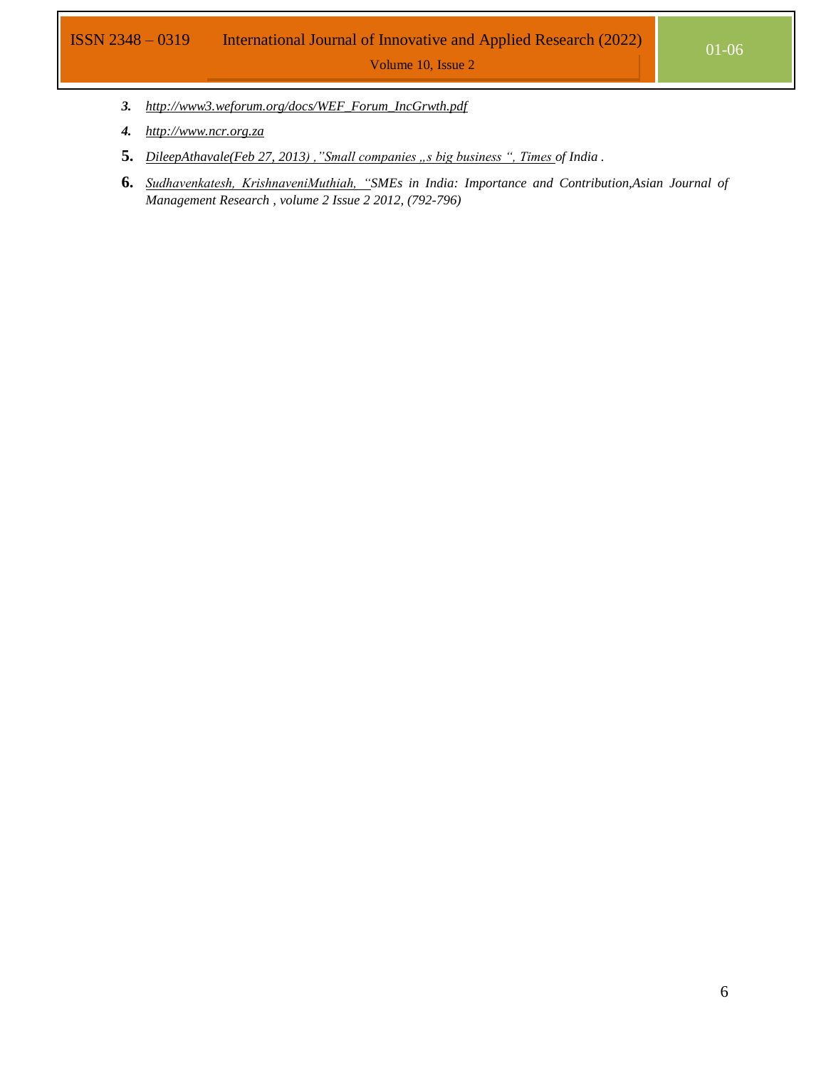3. *http://www3.weforum.org/docs/WEF_Forum_IncGrwth.pdf*
4. *http://www.ncr.org.za*
5. *DileepAthavale(Feb 27, 2013) ,"Small companies „s big business ", Times of India .*
6. *Sudhavenkatesh, KrishnaveniMuthiah, "SMEs in India: Importance and Contribution,Asian Journal of Management Research , volume 2 Issue 2 2012, (792-796)*